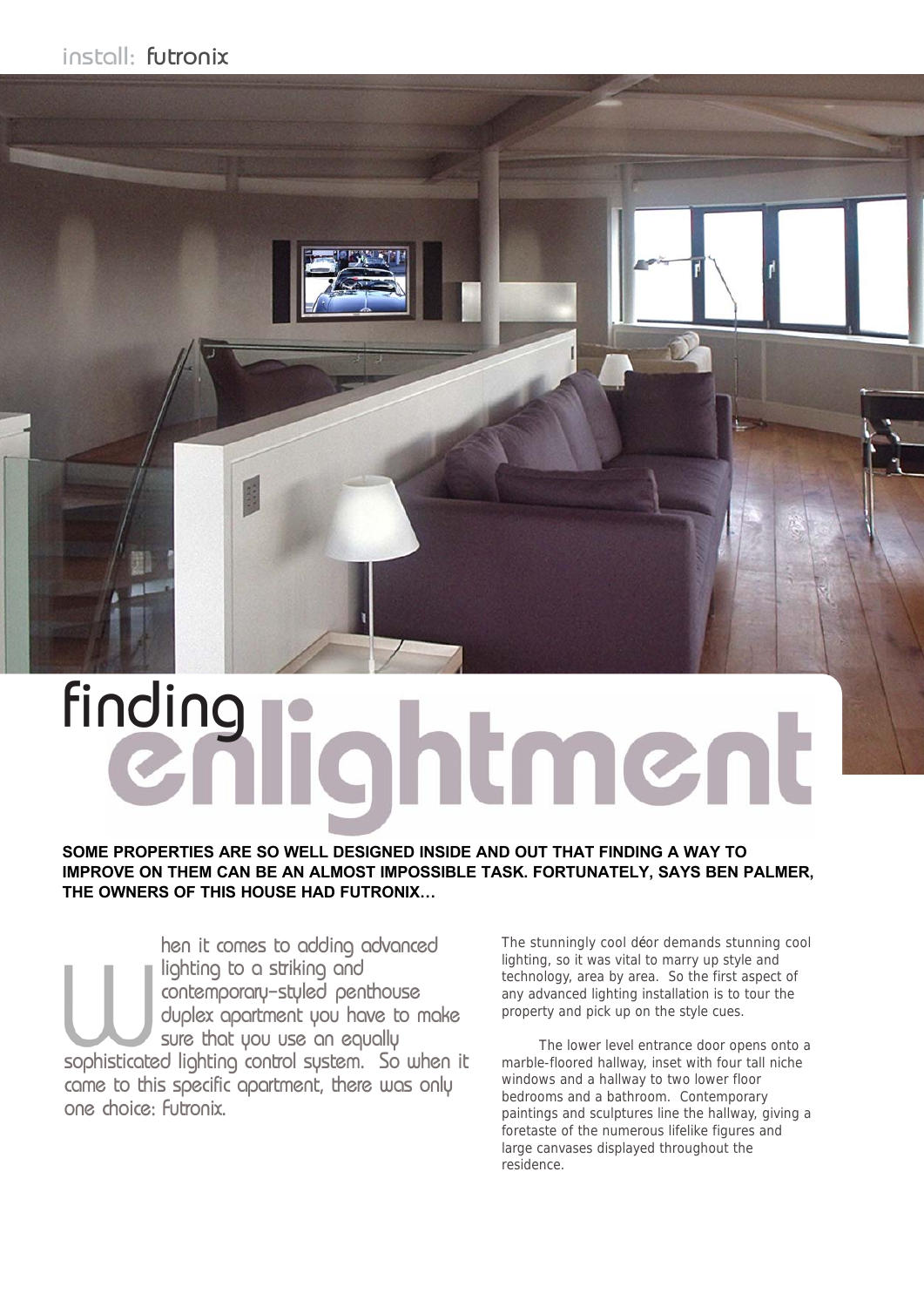install: futronix

# finding enlightment

**SOME PROPERTIES ARE SO WELL DESIGNED INSIDE AND OUT THAT FINDING A WAY TO IMPROVE ON THEM CAN BE AN ALMOST IMPOSSIBLE TASK. FORTUNATELY, SAYS BEN PALMER, THE OWNERS OF THIS HOUSE HAD FUTRONIX…**

When it comes to adding advanced lighting to a striking and contemporary-styled penthouse duplex apartment you have to make sure that you use an equally sophisticated lighting control system. So when it came to this specific apartment, there was only one choice: Futronix.

The stunningly cool déor demands stunning cool lighting, so it was vital to marry up style and technology, area by area. So the first aspect of any advanced lighting installation is to tour the property and pick up on the style cues.

The lower level entrance door opens onto a marble-floored hallway, inset with four tall niche windows and a hallway to two lower floor bedrooms and a bathroom. Contemporary paintings and sculptures line the hallway, giving a foretaste of the numerous lifelike figures and large canvases displayed throughout the residence.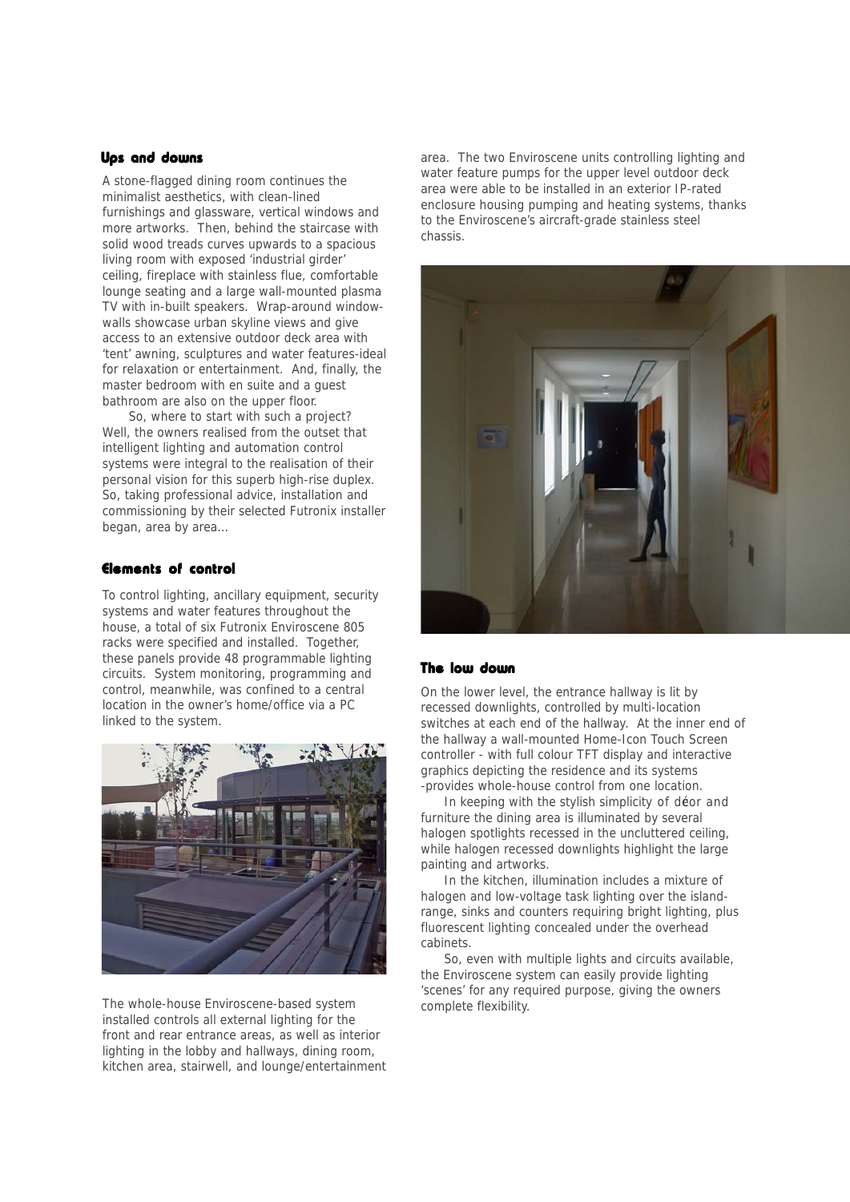## Ups and downs

A stone-flagged dining room continues the minimalist aesthetics, with clean-lined furnishings and glassware, vertical windows and more artworks. Then, behind the staircase with solid wood treads curves upwards to a spacious living room with exposed 'industrial girder' ceiling, fireplace with stainless flue, comfortable lounge seating and a large wall-mounted plasma TV with in-built speakers. Wrap-around window-walls showcase urban skyline views and give access to an extensive outdoor deck area with 'tent' awning, sculptures and water features-ideal for relaxation or entertainment. And, finally, the master bedroom with en suite and a guest bathroom are also on the upper floor.

So, where to start with such a project? Well, the owners realised from the outset that intelligent lighting and automation control systems were integral to the realisation of their personal vision for this superb high-rise duplex. So, taking professional advice, installation and commissioning by their selected Futronix installer began, area by area...

## Elements of control

To control lighting, ancillary equipment, security systems and water features throughout the house, a total of six Futronix Enviroscene 805 racks were specified and installed. Together, these panels provide 48 programmable lighting circuits. System monitoring, programming and control, meanwhile, was confined to a central location in the owner's home/office via a PC linked to the system.

The whole-house Enviroscene-based system installed controls all external lighting for the front and rear entrance areas, as well as interior lighting in the lobby and hallways, dining room, kitchen area, stairwell, and lounge/entertainment area. The two Enviroscene units controlling lighting and water feature pumps for the upper level outdoor deck area were able to be installed in an exterior IP-rated enclosure housing pumping and heating systems, thanks to the Enviroscene's aircraft-grade stainless steel chassis.

## The low down

On the lower level, the entrance hallway is lit by recessed downlights, controlled by multi-location switches at each end of the hallway. At the inner end of the hallway a wall-mounted Home-Icon Touch Screen controller - with full colour TFT display and interactive graphics depicting the residence and its systems -provides whole-house control from one location.

In keeping with the stylish simplicity of décor and furniture the dining area is illuminated by several halogen spotlights recessed in the uncluttered ceiling, while halogen recessed downlights highlight the large painting and artworks.

In the kitchen, illumination includes a mixture of halogen and low-voltage task lighting over the island-range, sinks and counters requiring bright lighting, plus fluorescent lighting concealed under the overhead cabinets.

So, even with multiple lights and circuits available, the Enviroscene system can easily provide lighting 'scenes' for any required purpose, giving the owners complete flexibility.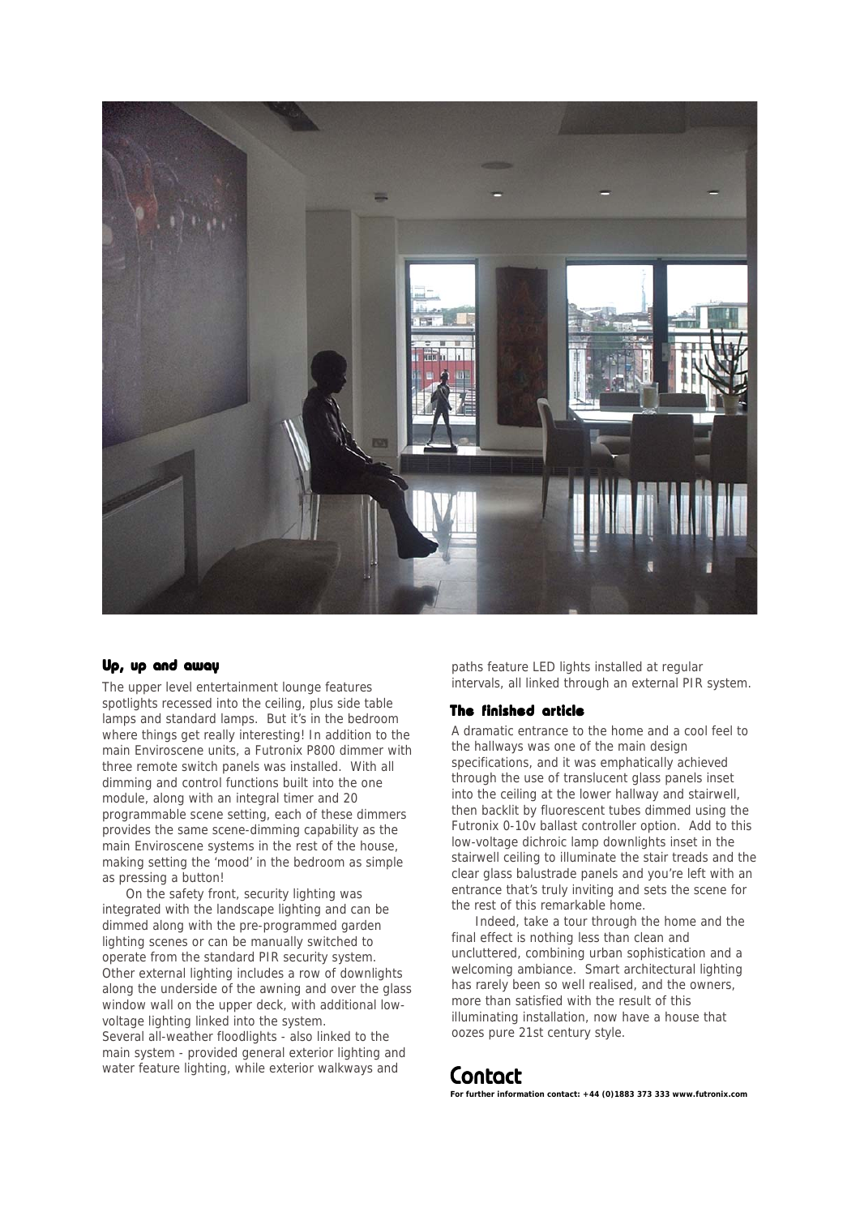## Up, up and away

The upper level entertainment lounge features spotlights recessed into the ceiling, plus side table lamps and standard lamps. But it's in the bedroom where things get really interesting! In addition to the main Enviroscene units, a Futronix P800 dimmer with three remote switch panels was installed. With all dimming and control functions built into the one module, along with an integral timer and 20 programmable scene setting, each of these dimmers provides the same scene-dimming capability as the main Enviroscene systems in the rest of the house, making setting the 'mood' in the bedroom as simple as pressing a button!

On the safety front, security lighting was integrated with the landscape lighting and can be dimmed along with the pre-programmed garden lighting scenes or can be manually switched to operate from the standard PIR security system. Other external lighting includes a row of downlights along the underside of the awning and over the glass window wall on the upper deck, with additional low-voltage lighting linked into the system.
Several all-weather floodlights - also linked to the main system - provided general exterior lighting and water feature lighting, while exterior walkways and paths feature LED lights installed at regular intervals, all linked through an external PIR system.

## The finished article

A dramatic entrance to the home and a cool feel to the hallways was one of the main design specifications, and it was emphatically achieved through the use of translucent glass panels inset into the ceiling at the lower hallway and stairwell, then backlit by fluorescent tubes dimmed using the Futronix 0-10v ballast controller option. Add to this low-voltage dichroic lamp downlights inset in the stairwell ceiling to illuminate the stair treads and the clear glass balustrade panels and you're left with an entrance that's truly inviting and sets the scene for the rest of this remarkable home.

Indeed, take a tour through the home and the final effect is nothing less than clean and uncluttered, combining urban sophistication and a welcoming ambiance. Smart architectural lighting has rarely been so well realised, and the owners, more than satisfied with the result of this illuminating installation, now have a house that oozes pure 21st century style.

## Contact

**For further information contact: +44 (0)1883 373 333 www.futronix.com**